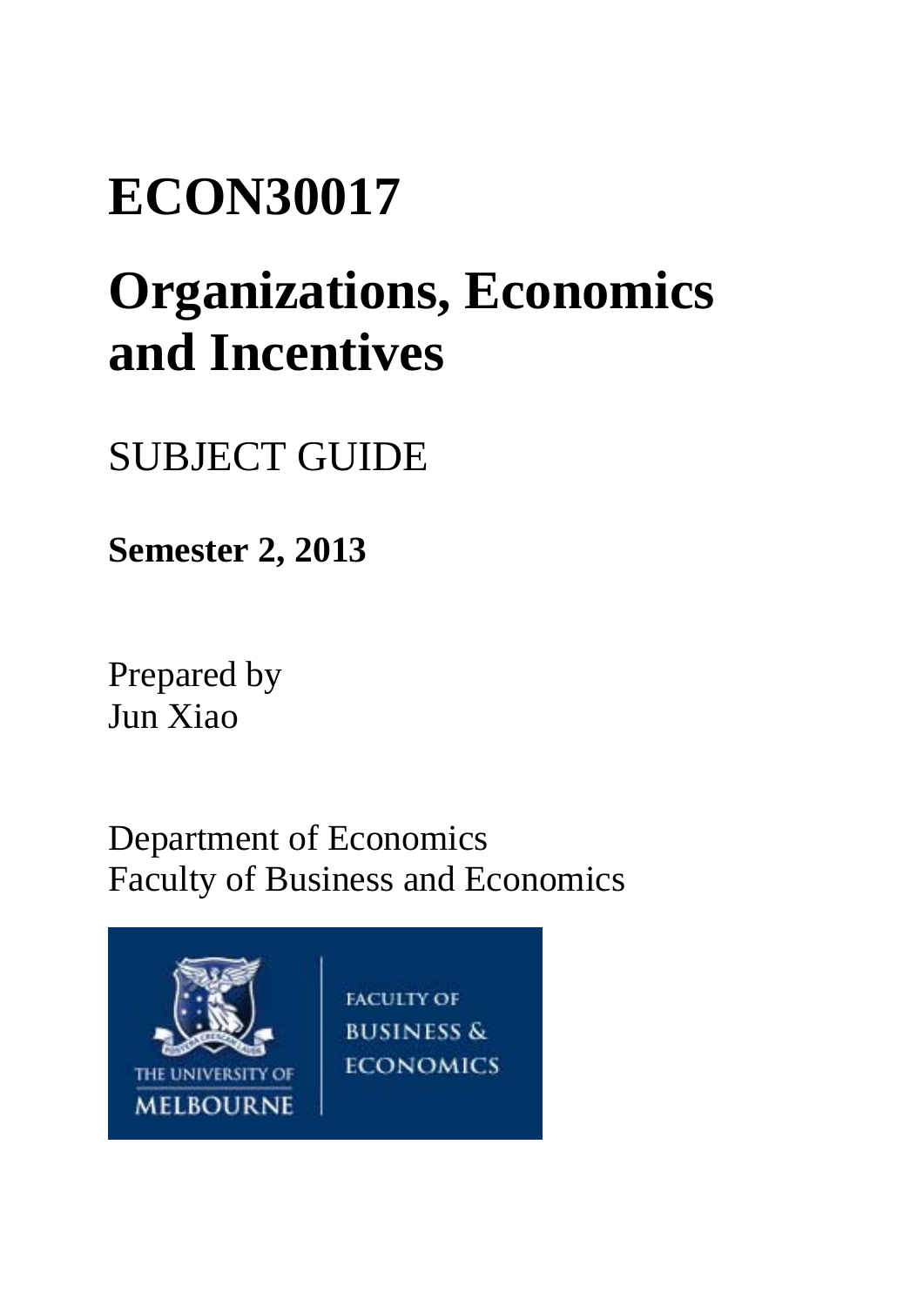# ECON30017

# Organizations, Economics and Incentives

SUBJECT GUIDE

**Semester 2, 2013**

Prepared by
Jun Xiao

Department of Economics
Faculty of Business and Economics

THE UNIVERSITY OF MELBOURNE

FACULTY OF BUSINESS & ECONOMICS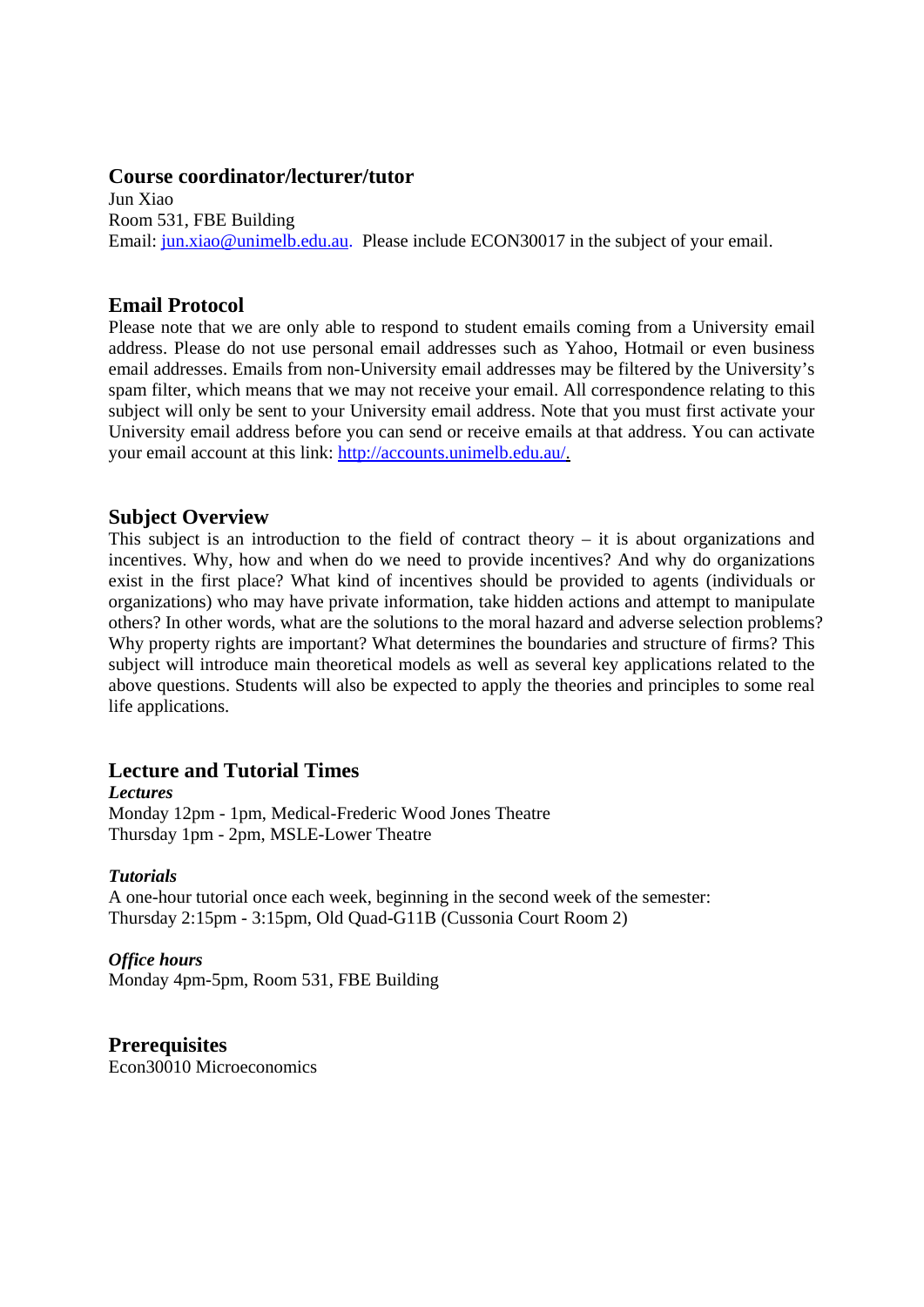## Course coordinator/lecturer/tutor

Jun Xiao
Room 531, FBE Building
Email: jun.xiao@unimelb.edu.au. Please include ECON30017 in the subject of your email.

## Email Protocol

Please note that we are only able to respond to student emails coming from a University email address. Please do not use personal email addresses such as Yahoo, Hotmail or even business email addresses. Emails from non-University email addresses may be filtered by the University's spam filter, which means that we may not receive your email. All correspondence relating to this subject will only be sent to your University email address. Note that you must first activate your University email address before you can send or receive emails at that address. You can activate your email account at this link: http://accounts.unimelb.edu.au/.

## Subject Overview

This subject is an introduction to the field of contract theory – it is about organizations and incentives. Why, how and when do we need to provide incentives? And why do organizations exist in the first place? What kind of incentives should be provided to agents (individuals or organizations) who may have private information, take hidden actions and attempt to manipulate others? In other words, what are the solutions to the moral hazard and adverse selection problems? Why property rights are important? What determines the boundaries and structure of firms? This subject will introduce main theoretical models as well as several key applications related to the above questions. Students will also be expected to apply the theories and principles to some real life applications.

## Lecture and Tutorial Times

***Lectures***

Monday 12pm - 1pm, Medical-Frederic Wood Jones Theatre
Thursday 1pm - 2pm, MSLE-Lower Theatre

***Tutorials***

A one-hour tutorial once each week, beginning in the second week of the semester:
Thursday 2:15pm - 3:15pm, Old Quad-G11B (Cussonia Court Room 2)

***Office hours***

Monday 4pm-5pm, Room 531, FBE Building

## Prerequisites

Econ30010 Microeconomics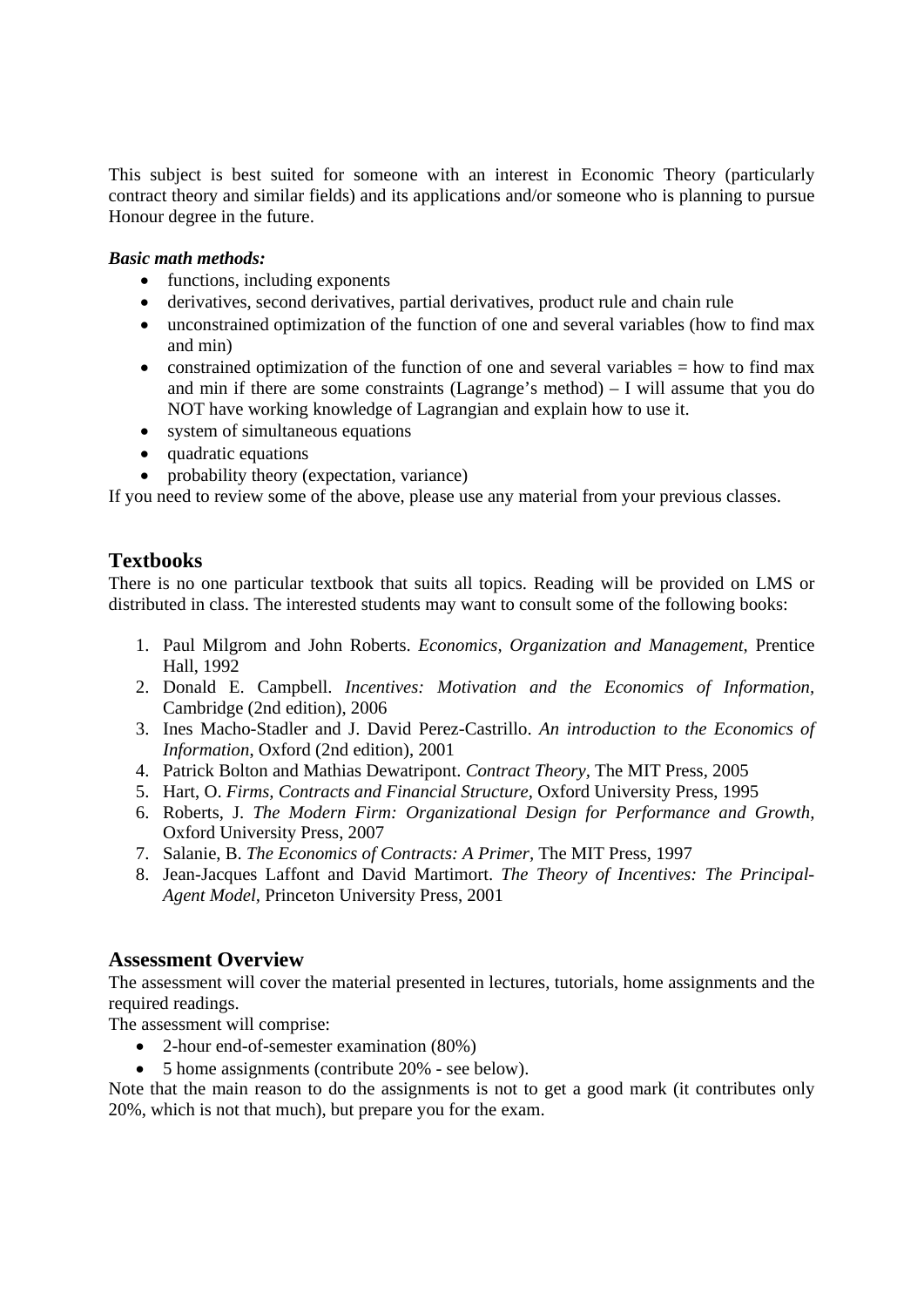This subject is best suited for someone with an interest in Economic Theory (particularly contract theory and similar fields) and its applications and/or someone who is planning to pursue Honour degree in the future.

***Basic math methods:***

- functions, including exponents
- derivatives, second derivatives, partial derivatives, product rule and chain rule
- unconstrained optimization of the function of one and several variables (how to find max and min)
- constrained optimization of the function of one and several variables = how to find max and min if there are some constraints (Lagrange's method) – I will assume that you do NOT have working knowledge of Lagrangian and explain how to use it.
- system of simultaneous equations
- quadratic equations
- probability theory (expectation, variance)

If you need to review some of the above, please use any material from your previous classes.

## Textbooks

There is no one particular textbook that suits all topics. Reading will be provided on LMS or distributed in class. The interested students may want to consult some of the following books:

1. Paul Milgrom and John Roberts. *Economics, Organization and Management,* Prentice Hall, 1992
2. Donald E. Campbell. *Incentives: Motivation and the Economics of Information,* Cambridge (2nd edition), 2006
3. Ines Macho-Stadler and J. David Perez-Castrillo. *An introduction to the Economics of Information,* Oxford (2nd edition), 2001
4. Patrick Bolton and Mathias Dewatripont. *Contract Theory,* The MIT Press, 2005
5. Hart, O. *Firms, Contracts and Financial Structure,* Oxford University Press, 1995
6. Roberts, J. *The Modern Firm: Organizational Design for Performance and Growth,* Oxford University Press, 2007
7. Salanie, B. *The Economics of Contracts: A Primer,* The MIT Press, 1997
8. Jean-Jacques Laffont and David Martimort. *The Theory of Incentives: The Principal-Agent Model,* Princeton University Press, 2001

## Assessment Overview

The assessment will cover the material presented in lectures, tutorials, home assignments and the required readings.

The assessment will comprise:

- 2-hour end-of-semester examination (80%)
- 5 home assignments (contribute 20% - see below).

Note that the main reason to do the assignments is not to get a good mark (it contributes only 20%, which is not that much), but prepare you for the exam.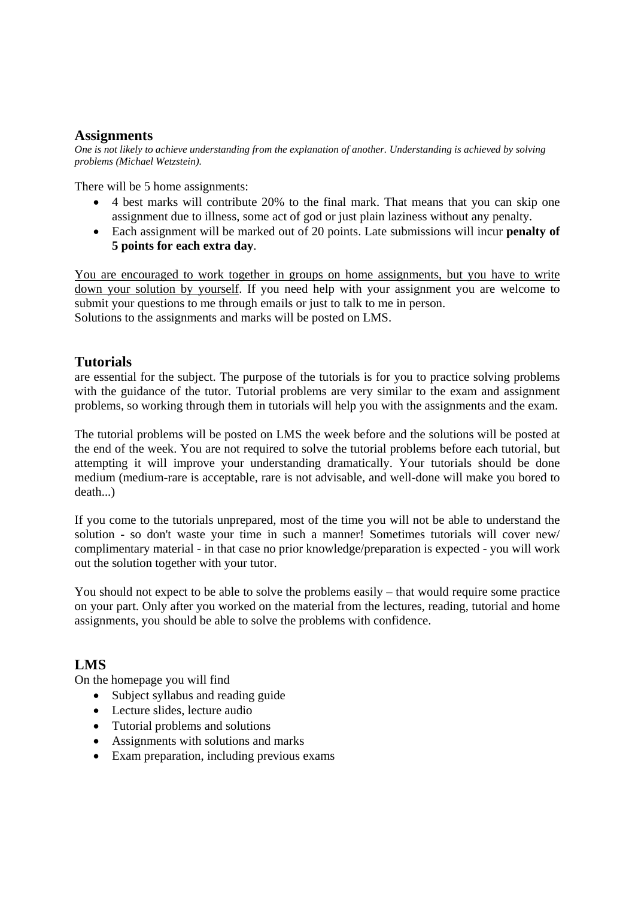## Assignments

*One is not likely to achieve understanding from the explanation of another. Understanding is achieved by solving problems (Michael Wetzstein).*

There will be 5 home assignments:

- 4 best marks will contribute 20% to the final mark. That means that you can skip one assignment due to illness, some act of god or just plain laziness without any penalty.
- Each assignment will be marked out of 20 points. Late submissions will incur **penalty of 5 points for each extra day**.

<u>You are encouraged to work together in groups on home assignments, but you have to write down your solution by yourself</u>. If you need help with your assignment you are welcome to submit your questions to me through emails or just to talk to me in person.
Solutions to the assignments and marks will be posted on LMS.

## Tutorials

are essential for the subject. The purpose of the tutorials is for you to practice solving problems with the guidance of the tutor. Tutorial problems are very similar to the exam and assignment problems, so working through them in tutorials will help you with the assignments and the exam.

The tutorial problems will be posted on LMS the week before and the solutions will be posted at the end of the week. You are not required to solve the tutorial problems before each tutorial, but attempting it will improve your understanding dramatically. Your tutorials should be done medium (medium-rare is acceptable, rare is not advisable, and well-done will make you bored to death...)

If you come to the tutorials unprepared, most of the time you will not be able to understand the solution - so don't waste your time in such a manner! Sometimes tutorials will cover new/ complimentary material - in that case no prior knowledge/preparation is expected - you will work out the solution together with your tutor.

You should not expect to be able to solve the problems easily – that would require some practice on your part. Only after you worked on the material from the lectures, reading, tutorial and home assignments, you should be able to solve the problems with confidence.

## LMS

On the homepage you will find

- Subject syllabus and reading guide
- Lecture slides, lecture audio
- Tutorial problems and solutions
- Assignments with solutions and marks
- Exam preparation, including previous exams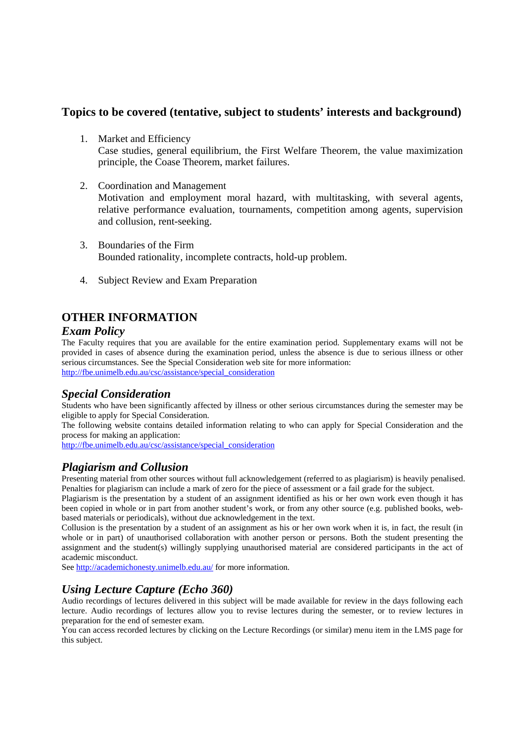## Topics to be covered (tentative, subject to students' interests and background)

1. Market and Efficiency
   Case studies, general equilibrium, the First Welfare Theorem, the value maximization principle, the Coase Theorem, market failures.

2. Coordination and Management
   Motivation and employment moral hazard, with multitasking, with several agents, relative performance evaluation, tournaments, competition among agents, supervision and collusion, rent-seeking.

3. Boundaries of the Firm
   Bounded rationality, incomplete contracts, hold-up problem.

4. Subject Review and Exam Preparation

## OTHER INFORMATION

### *Exam Policy*

The Faculty requires that you are available for the entire examination period. Supplementary exams will not be provided in cases of absence during the examination period, unless the absence is due to serious illness or other serious circumstances. See the Special Consideration web site for more information:
http://fbe.unimelb.edu.au/csc/assistance/special_consideration

### *Special Consideration*

Students who have been significantly affected by illness or other serious circumstances during the semester may be eligible to apply for Special Consideration.
The following website contains detailed information relating to who can apply for Special Consideration and the process for making an application:
http://fbe.unimelb.edu.au/csc/assistance/special_consideration

### *Plagiarism and Collusion*

Presenting material from other sources without full acknowledgement (referred to as plagiarism) is heavily penalised. Penalties for plagiarism can include a mark of zero for the piece of assessment or a fail grade for the subject.
Plagiarism is the presentation by a student of an assignment identified as his or her own work even though it has been copied in whole or in part from another student's work, or from any other source (e.g. published books, web-based materials or periodicals), without due acknowledgement in the text.
Collusion is the presentation by a student of an assignment as his or her own work when it is, in fact, the result (in whole or in part) of unauthorised collaboration with another person or persons. Both the student presenting the assignment and the student(s) willingly supplying unauthorised material are considered participants in the act of academic misconduct.
See http://academichonesty.unimelb.edu.au/ for more information.

### *Using Lecture Capture (Echo 360)*

Audio recordings of lectures delivered in this subject will be made available for review in the days following each lecture. Audio recordings of lectures allow you to revise lectures during the semester, or to review lectures in preparation for the end of semester exam.
You can access recorded lectures by clicking on the Lecture Recordings (or similar) menu item in the LMS page for this subject.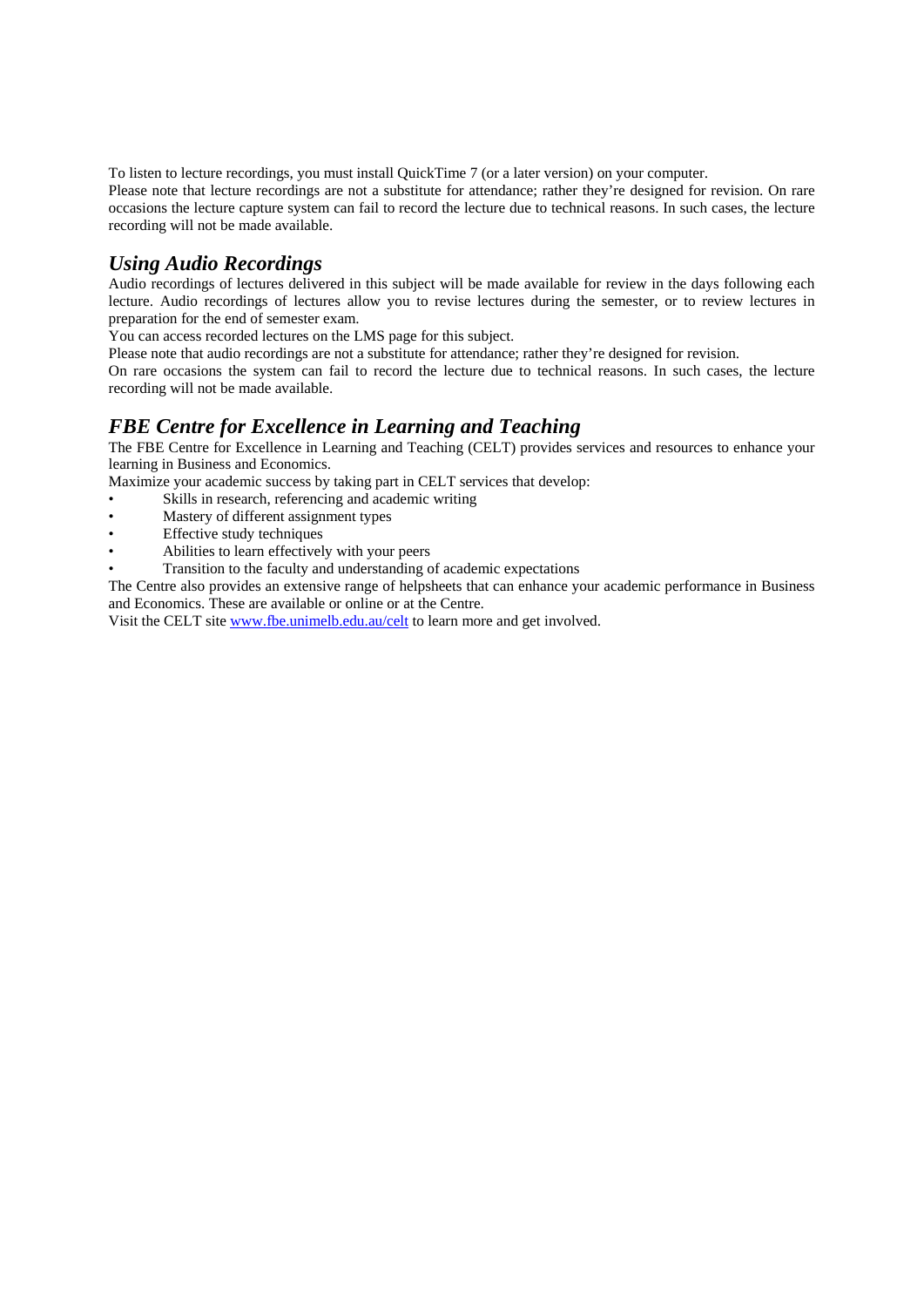To listen to lecture recordings, you must install QuickTime 7 (or a later version) on your computer.

Please note that lecture recordings are not a substitute for attendance; rather they're designed for revision. On rare occasions the lecture capture system can fail to record the lecture due to technical reasons. In such cases, the lecture recording will not be made available.

## *Using Audio Recordings*

Audio recordings of lectures delivered in this subject will be made available for review in the days following each lecture. Audio recordings of lectures allow you to revise lectures during the semester, or to review lectures in preparation for the end of semester exam.

You can access recorded lectures on the LMS page for this subject.

Please note that audio recordings are not a substitute for attendance; rather they're designed for revision.

On rare occasions the system can fail to record the lecture due to technical reasons. In such cases, the lecture recording will not be made available.

## *FBE Centre for Excellence in Learning and Teaching*

The FBE Centre for Excellence in Learning and Teaching (CELT) provides services and resources to enhance your learning in Business and Economics.

Maximize your academic success by taking part in CELT services that develop:

- Skills in research, referencing and academic writing
- Mastery of different assignment types
- Effective study techniques
- Abilities to learn effectively with your peers
- Transition to the faculty and understanding of academic expectations

The Centre also provides an extensive range of helpsheets that can enhance your academic performance in Business and Economics. These are available or online or at the Centre.

Visit the CELT site [www.fbe.unimelb.edu.au/celt](http://www.fbe.unimelb.edu.au/celt) to learn more and get involved.